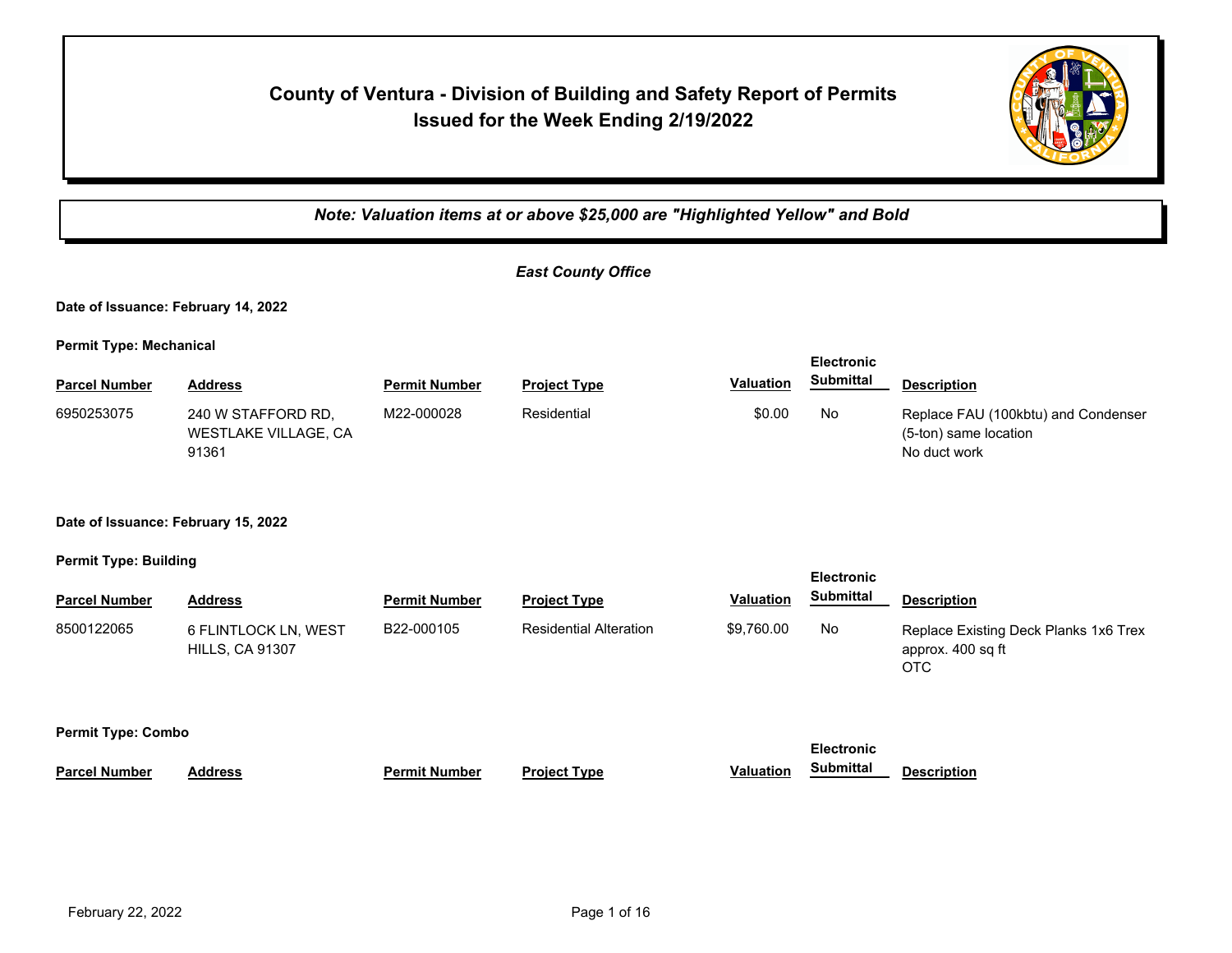# County of Ventura - Division of Building and Safety Report of Permits Issued for the Week Ending 2/19/2022

***Note: Valuation items at or above $25,000 are "Highlighted Yellow" and Bold***

## *East County Office*

**Date of Issuance: February 14, 2022**

**Permit Type: Mechanical**

| Parcel Number | Address | Permit Number | Project Type | Valuation | Electronic Submittal | Description |
|---|---|---|---|---|---|---|
| 6950253075 | 240 W STAFFORD RD, WESTLAKE VILLAGE, CA 91361 | M22-000028 | Residential | $0.00 | No | Replace FAU (100kbtu) and Condenser (5-ton) same location No duct work |

**Date of Issuance: February 15, 2022**

**Permit Type: Building**

| Parcel Number | Address | Permit Number | Project Type | Valuation | Electronic Submittal | Description |
|---|---|---|---|---|---|---|
| 8500122065 | 6 FLINTLOCK LN, WEST HILLS, CA 91307 | B22-000105 | Residential Alteration | $9,760.00 | No | Replace Existing Deck Planks 1x6 Trex approx. 400 sq ft OTC |

**Permit Type: Combo**

| Parcel Number | Address | Permit Number | Project Type | Valuation | Electronic Submittal | Description |
|---|---|---|---|---|---|---|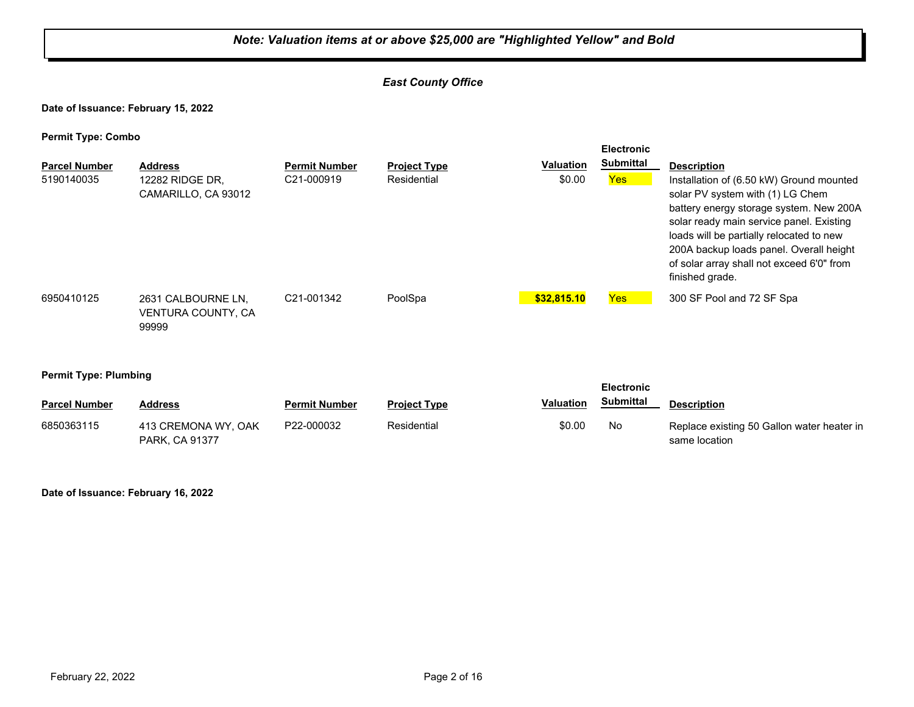***Note: Valuation items at or above $25,000 are "Highlighted Yellow" and Bold***

***East County Office***

**Date of Issuance: February 15, 2022**

**Permit Type: Combo**

| Parcel Number | Address | Permit Number | Project Type | Valuation | Electronic Submittal | Description |
|---|---|---|---|---|---|---|
| 5190140035 | 12282 RIDGE DR, CAMARILLO, CA 93012 | C21-000919 | Residential | $0.00 | Yes | Installation of (6.50 kW) Ground mounted solar PV system with (1) LG Chem battery energy storage system. New 200A solar ready main service panel. Existing loads will be partially relocated to new 200A backup loads panel. Overall height of solar array shall not exceed 6'0" from finished grade. |
| 6950410125 | 2631 CALBOURNE LN, VENTURA COUNTY, CA 99999 | C21-001342 | PoolSpa | **$32,815.10** | Yes | 300 SF Pool and 72 SF Spa |

**Permit Type: Plumbing**

| Parcel Number | Address | Permit Number | Project Type | Valuation | Electronic Submittal | Description |
|---|---|---|---|---|---|---|
| 6850363115 | 413 CREMONA WY, OAK PARK, CA 91377 | P22-000032 | Residential | $0.00 | No | Replace existing 50 Gallon water heater in same location |

**Date of Issuance: February 16, 2022**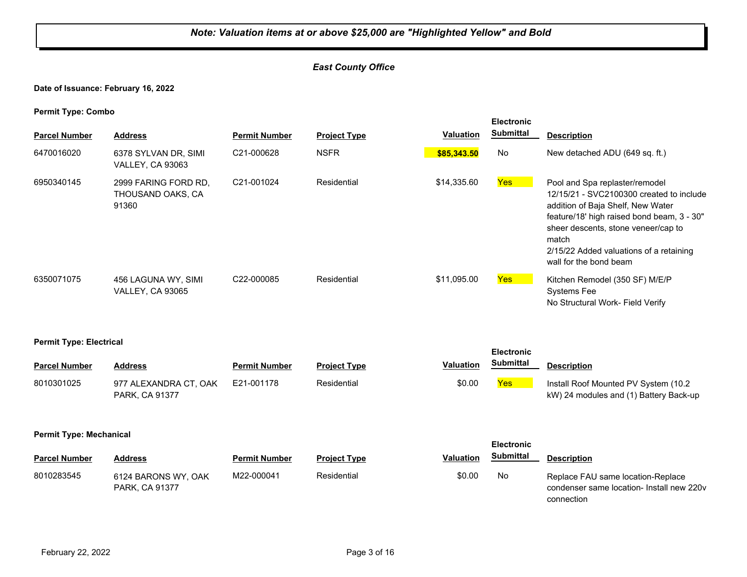**Note: Valuation items at or above $25,000 are "Highlighted Yellow" and Bold**

***East County Office***

**Date of Issuance: February 16, 2022**

**Permit Type: Combo**

| Parcel Number | Address | Permit Number | Project Type | Valuation | Electronic Submittal | Description |
|---|---|---|---|---|---|---|
| 6470016020 | 6378 SYLVAN DR, SIMI VALLEY, CA 93063 | C21-000628 | NSFR | **$85,343.50** | No | New detached ADU (649 sq. ft.) |
| 6950340145 | 2999 FARING FORD RD, THOUSAND OAKS, CA 91360 | C21-001024 | Residential | $14,335.60 | Yes | Pool and Spa replaster/remodel 12/15/21 - SVC2100300 created to include addition of Baja Shelf, New Water feature/18' high raised bond beam, 3 - 30" sheer descents, stone veneer/cap to match 2/15/22 Added valuations of a retaining wall for the bond beam |
| 6350071075 | 456 LAGUNA WY, SIMI VALLEY, CA 93065 | C22-000085 | Residential | $11,095.00 | Yes | Kitchen Remodel (350 SF) M/E/P Systems Fee No Structural Work- Field Verify |

**Permit Type: Electrical**

| Parcel Number | Address | Permit Number | Project Type | Valuation | Electronic Submittal | Description |
|---|---|---|---|---|---|---|
| 8010301025 | 977 ALEXANDRA CT, OAK PARK, CA 91377 | E21-001178 | Residential | $0.00 | Yes | Install Roof Mounted PV System (10.2 kW) 24 modules and (1) Battery Back-up |

**Permit Type: Mechanical**

| Parcel Number | Address | Permit Number | Project Type | Valuation | Electronic Submittal | Description |
|---|---|---|---|---|---|---|
| 8010283545 | 6124 BARONS WY, OAK PARK, CA 91377 | M22-000041 | Residential | $0.00 | No | Replace FAU same location-Replace condenser same location- Install new 220v connection |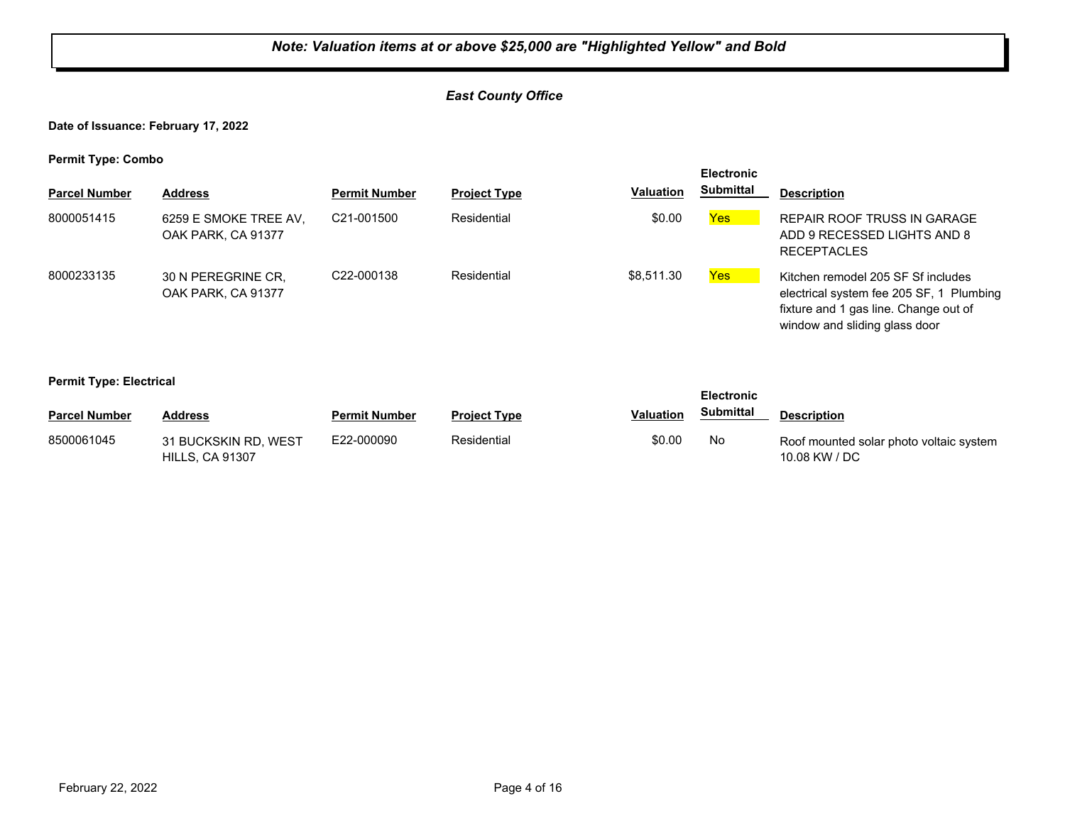***Note: Valuation items at or above $25,000 are "Highlighted Yellow" and Bold***

***East County Office***

**Date of Issuance: February 17, 2022**

**Permit Type: Combo**

| Parcel Number | Address | Permit Number | Project Type | Valuation | Electronic Submittal | Description |
|---|---|---|---|---|---|---|
| 8000051415 | 6259 E SMOKE TREE AV, OAK PARK, CA 91377 | C21-001500 | Residential | $0.00 | Yes | REPAIR ROOF TRUSS IN GARAGE ADD 9 RECESSED LIGHTS AND 8 RECEPTACLES |
| 8000233135 | 30 N PEREGRINE CR, OAK PARK, CA 91377 | C22-000138 | Residential | $8,511.30 | Yes | Kitchen remodel 205 SF Sf includes electrical system fee 205 SF, 1 Plumbing fixture and 1 gas line. Change out of window and sliding glass door |

**Permit Type: Electrical**

| Parcel Number | Address | Permit Number | Project Type | Valuation | Electronic Submittal | Description |
|---|---|---|---|---|---|---|
| 8500061045 | 31 BUCKSKIN RD, WEST HILLS, CA 91307 | E22-000090 | Residential | $0.00 | No | Roof mounted solar photo voltaic system 10.08 KW / DC |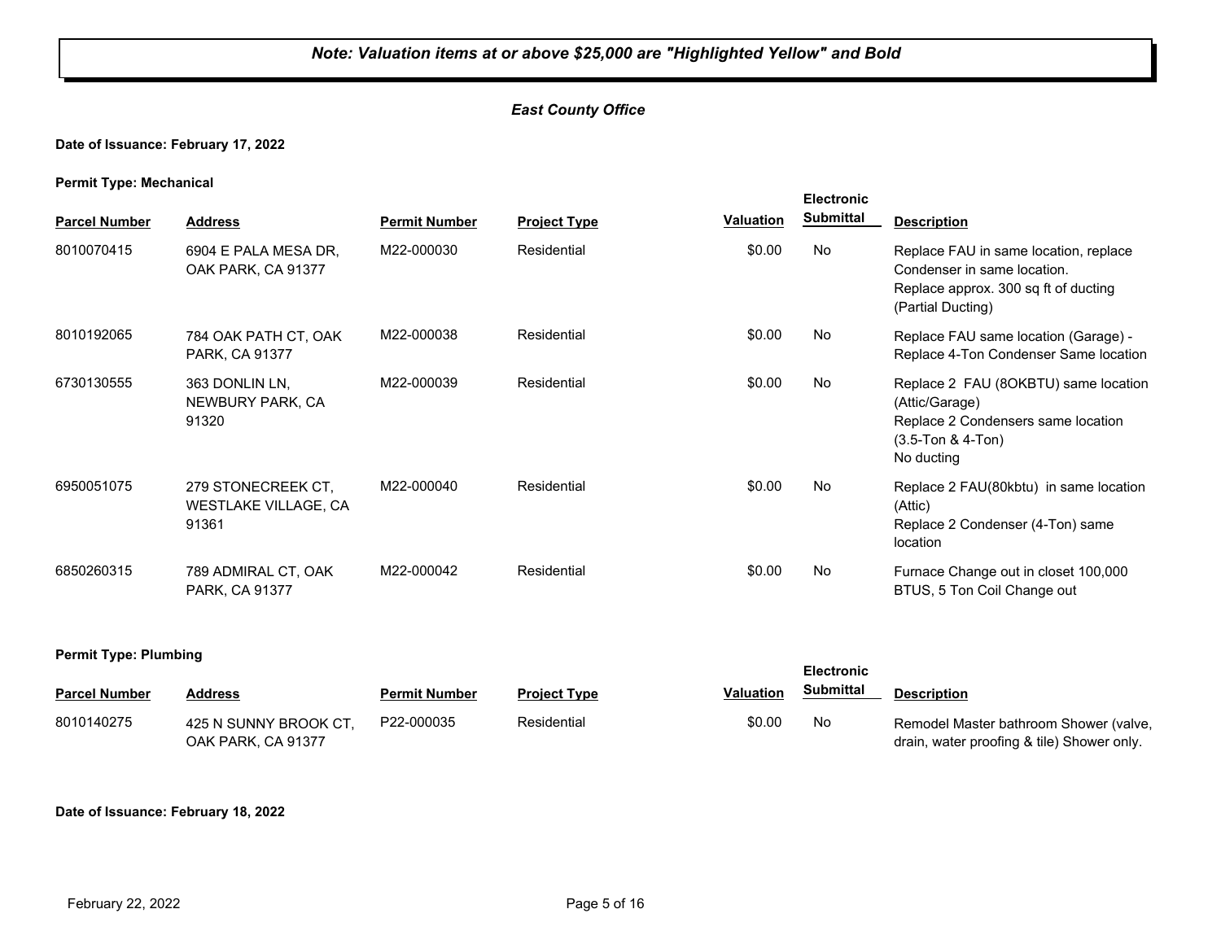**Note: Valuation items at or above $25,000 are "Highlighted Yellow" and Bold**

***East County Office***

**Date of Issuance: February 17, 2022**

**Permit Type: Mechanical**

| Parcel Number | Address | Permit Number | Project Type | Valuation | Electronic Submittal | Description |
|---|---|---|---|---|---|---|
| 8010070415 | 6904 E PALA MESA DR, OAK PARK, CA 91377 | M22-000030 | Residential | $0.00 | No | Replace FAU in same location, replace Condenser in same location. Replace approx. 300 sq ft of ducting (Partial Ducting) |
| 8010192065 | 784 OAK PATH CT, OAK PARK, CA 91377 | M22-000038 | Residential | $0.00 | No | Replace FAU same location (Garage) - Replace 4-Ton Condenser Same location |
| 6730130555 | 363 DONLIN LN, NEWBURY PARK, CA 91320 | M22-000039 | Residential | $0.00 | No | Replace 2 FAU (8OKBTU) same location (Attic/Garage) Replace 2 Condensers same location (3.5-Ton & 4-Ton) No ducting |
| 6950051075 | 279 STONECREEK CT, WESTLAKE VILLAGE, CA 91361 | M22-000040 | Residential | $0.00 | No | Replace 2 FAU(80kbtu) in same location (Attic) Replace 2 Condenser (4-Ton) same location |
| 6850260315 | 789 ADMIRAL CT, OAK PARK, CA 91377 | M22-000042 | Residential | $0.00 | No | Furnace Change out in closet 100,000 BTUS, 5 Ton Coil Change out |

**Permit Type: Plumbing**

| Parcel Number | Address | Permit Number | Project Type | Valuation | Electronic Submittal | Description |
|---|---|---|---|---|---|---|
| 8010140275 | 425 N SUNNY BROOK CT, OAK PARK, CA 91377 | P22-000035 | Residential | $0.00 | No | Remodel Master bathroom Shower (valve, drain, water proofing & tile) Shower only. |

**Date of Issuance: February 18, 2022**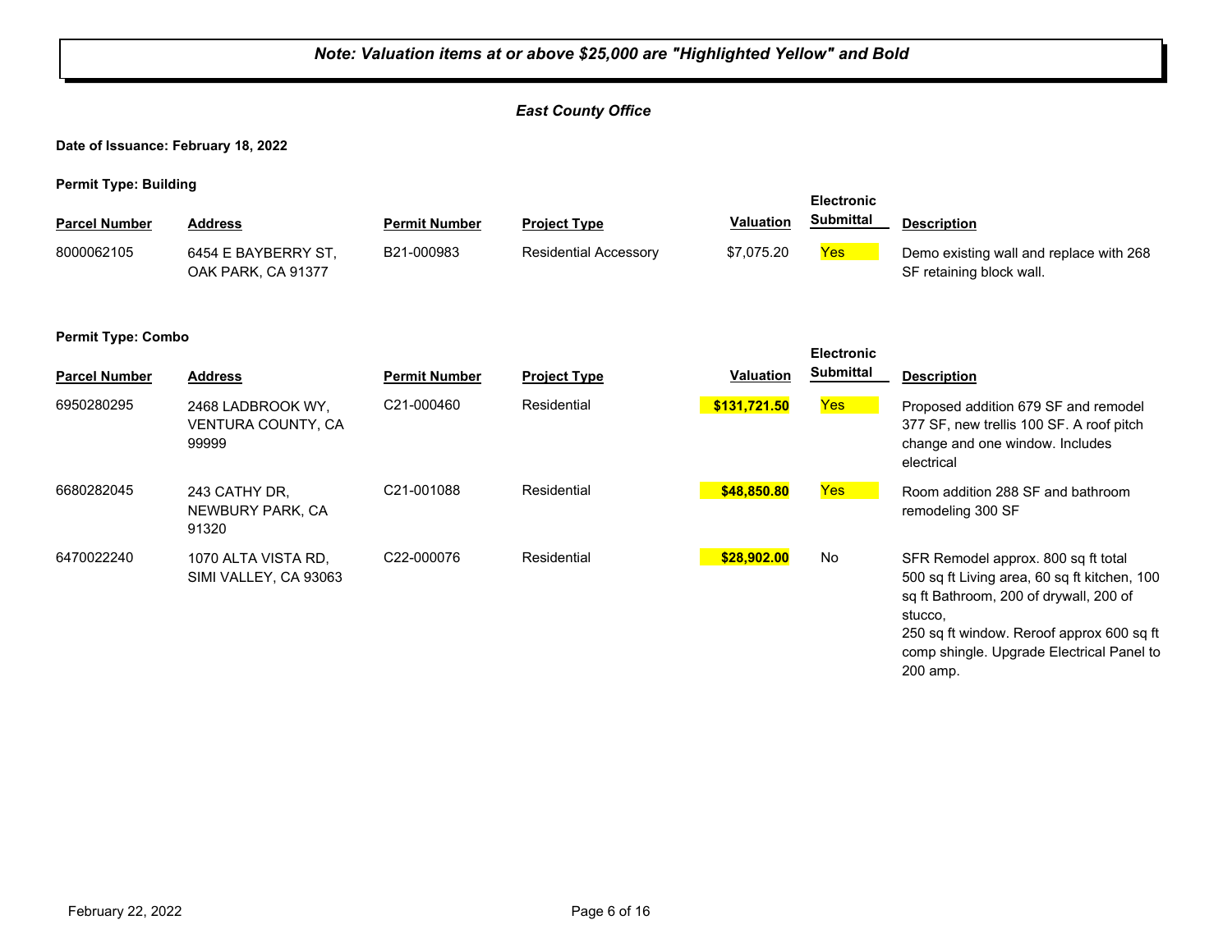***Note: Valuation items at or above $25,000 are "Highlighted Yellow" and Bold***

***East County Office***

**Date of Issuance: February 18, 2022**

**Permit Type: Building**

| Parcel Number | Address | Permit Number | Project Type | Valuation | Electronic Submittal | Description |
|---|---|---|---|---|---|---|
| 8000062105 | 6454 E BAYBERRY ST, OAK PARK, CA 91377 | B21-000983 | Residential Accessory | $7,075.20 | Yes | Demo existing wall and replace with 268 SF retaining block wall. |

**Permit Type: Combo**

| Parcel Number | Address | Permit Number | Project Type | Valuation | Electronic Submittal | Description |
|---|---|---|---|---|---|---|
| 6950280295 | 2468 LADBROOK WY, VENTURA COUNTY, CA 99999 | C21-000460 | Residential | **$131,721.50** | Yes | Proposed addition 679 SF and remodel 377 SF, new trellis 100 SF. A roof pitch change and one window. Includes electrical |
| 6680282045 | 243 CATHY DR, NEWBURY PARK, CA 91320 | C21-001088 | Residential | **$48,850.80** | Yes | Room addition 288 SF and bathroom remodeling 300 SF |
| 6470022240 | 1070 ALTA VISTA RD, SIMI VALLEY, CA 93063 | C22-000076 | Residential | **$28,902.00** | No | SFR Remodel approx. 800 sq ft total 500 sq ft Living area, 60 sq ft kitchen, 100 sq ft Bathroom, 200 of drywall, 200 of stucco, 250 sq ft window. Reroof approx 600 sq ft comp shingle. Upgrade Electrical Panel to 200 amp. |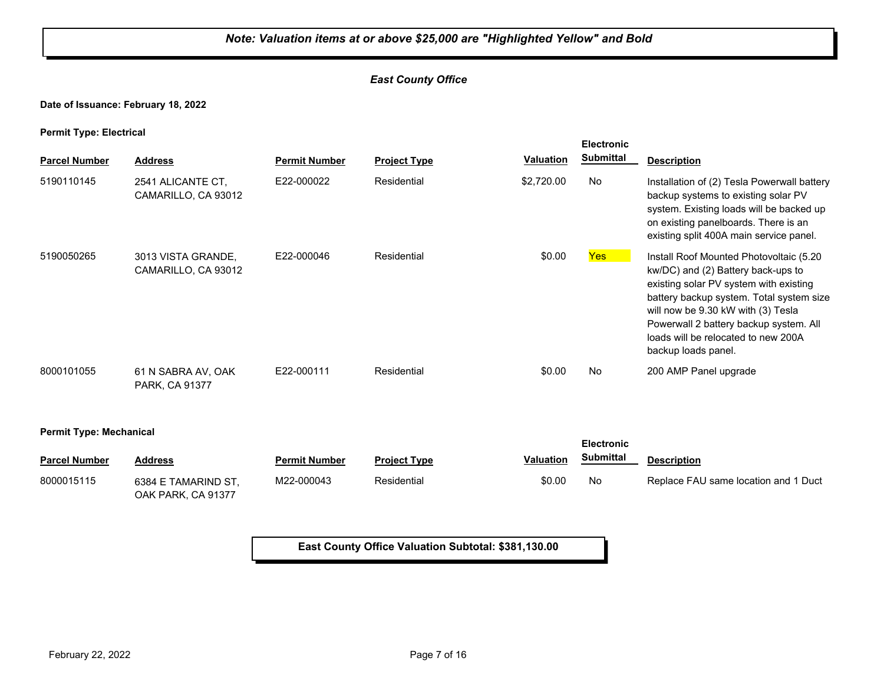***Note: Valuation items at or above $25,000 are "Highlighted Yellow" and Bold***

***East County Office***

**Date of Issuance: February 18, 2022**

**Permit Type: Electrical**

| Parcel Number | Address | Permit Number | Project Type | Valuation | Electronic Submittal | Description |
|---|---|---|---|---|---|---|
| 5190110145 | 2541 ALICANTE CT, CAMARILLO, CA 93012 | E22-000022 | Residential | $2,720.00 | No | Installation of (2) Tesla Powerwall battery backup systems to existing solar PV system. Existing loads will be backed up on existing panelboards. There is an existing split 400A main service panel. |
| 5190050265 | 3013 VISTA GRANDE, CAMARILLO, CA 93012 | E22-000046 | Residential | $0.00 | Yes | Install Roof Mounted Photovoltaic (5.20 kw/DC) and (2) Battery back-ups to existing solar PV system with existing battery backup system. Total system size will now be 9.30 kW with (3) Tesla Powerwall 2 battery backup system. All loads will be relocated to new 200A backup loads panel. |
| 8000101055 | 61 N SABRA AV, OAK PARK, CA 91377 | E22-000111 | Residential | $0.00 | No | 200 AMP Panel upgrade |

**Permit Type: Mechanical**

| Parcel Number | Address | Permit Number | Project Type | Valuation | Electronic Submittal | Description |
|---|---|---|---|---|---|---|
| 8000015115 | 6384 E TAMARIND ST, OAK PARK, CA 91377 | M22-000043 | Residential | $0.00 | No | Replace FAU same location and 1 Duct |

**East County Office Valuation Subtotal: $381,130.00**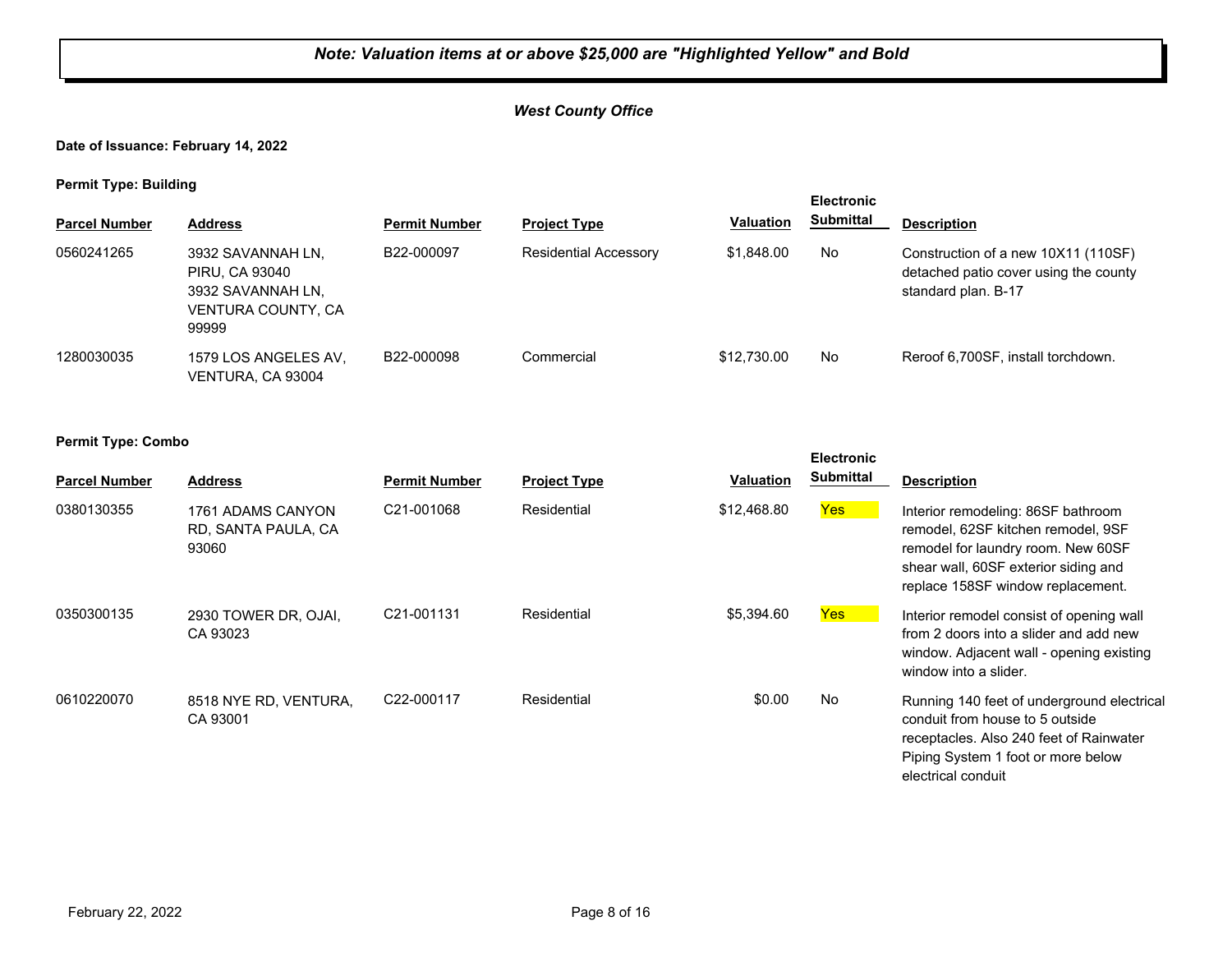***Note: Valuation items at or above $25,000 are "Highlighted Yellow" and Bold***

***West County Office***

**Date of Issuance: February 14, 2022**

**Permit Type: Building**

| Parcel Number | Address | Permit Number | Project Type | Valuation | Electronic Submittal | Description |
|---|---|---|---|---|---|---|
| 0560241265 | 3932 SAVANNAH LN, PIRU, CA 93040 3932 SAVANNAH LN, VENTURA COUNTY, CA 99999 | B22-000097 | Residential Accessory | $1,848.00 | No | Construction of a new 10X11 (110SF) detached patio cover using the county standard plan. B-17 |
| 1280030035 | 1579 LOS ANGELES AV, VENTURA, CA 93004 | B22-000098 | Commercial | $12,730.00 | No | Reroof 6,700SF, install torchdown. |

**Permit Type: Combo**

| Parcel Number | Address | Permit Number | Project Type | Valuation | Electronic Submittal | Description |
|---|---|---|---|---|---|---|
| 0380130355 | 1761 ADAMS CANYON RD, SANTA PAULA, CA 93060 | C21-001068 | Residential | $12,468.80 | Yes | Interior remodeling: 86SF bathroom remodel, 62SF kitchen remodel, 9SF remodel for laundry room. New 60SF shear wall, 60SF exterior siding and replace 158SF window replacement. |
| 0350300135 | 2930 TOWER DR, OJAI, CA 93023 | C21-001131 | Residential | $5,394.60 | Yes | Interior remodel consist of opening wall from 2 doors into a slider and add new window. Adjacent wall - opening existing window into a slider. |
| 0610220070 | 8518 NYE RD, VENTURA, CA 93001 | C22-000117 | Residential | $0.00 | No | Running 140 feet of underground electrical conduit from house to 5 outside receptacles. Also 240 feet of Rainwater Piping System 1 foot or more below electrical conduit |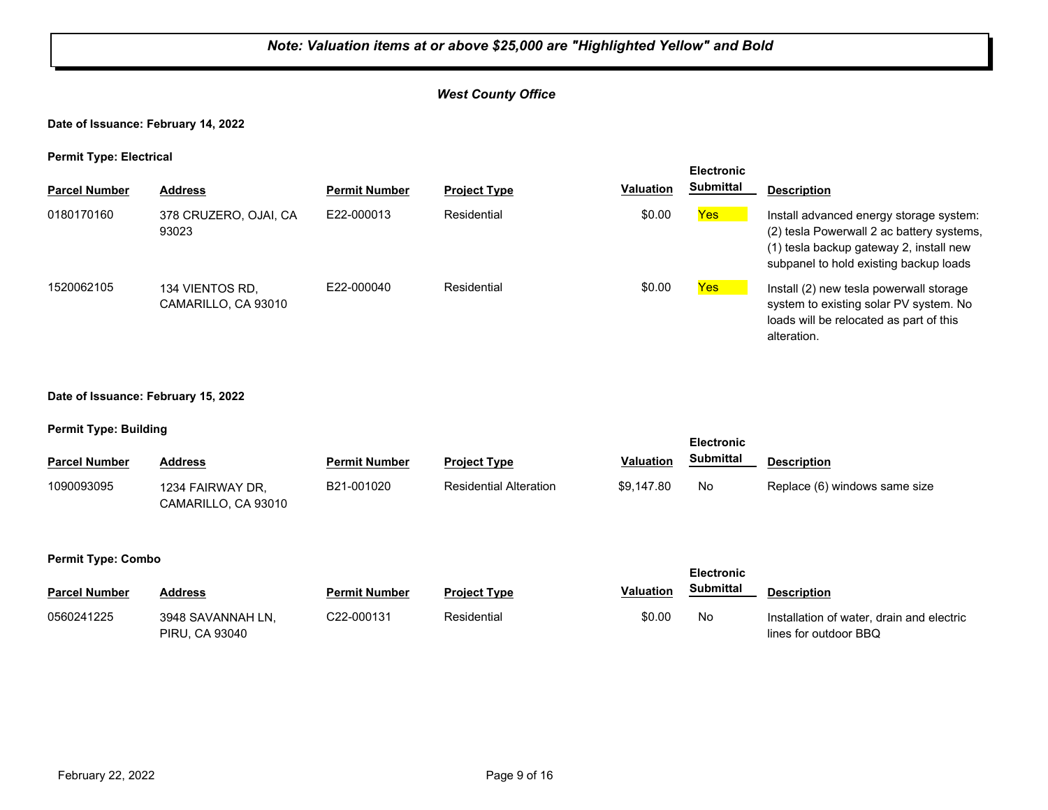***Note: Valuation items at or above $25,000 are "Highlighted Yellow" and Bold***

***West County Office***

**Date of Issuance: February 14, 2022**

**Permit Type: Electrical**

| Parcel Number | Address | Permit Number | Project Type | Valuation | Electronic Submittal | Description |
|---|---|---|---|---|---|---|
| 0180170160 | 378 CRUZERO, OJAI, CA 93023 | E22-000013 | Residential | $0.00 | Yes | Install advanced energy storage system: (2) tesla Powerwall 2 ac battery systems, (1) tesla backup gateway 2, install new subpanel to hold existing backup loads |
| 1520062105 | 134 VIENTOS RD, CAMARILLO, CA 93010 | E22-000040 | Residential | $0.00 | Yes | Install (2) new tesla powerwall storage system to existing solar PV system. No loads will be relocated as part of this alteration. |

**Date of Issuance: February 15, 2022**

**Permit Type: Building**

| Parcel Number | Address | Permit Number | Project Type | Valuation | Electronic Submittal | Description |
|---|---|---|---|---|---|---|
| 1090093095 | 1234 FAIRWAY DR, CAMARILLO, CA 93010 | B21-001020 | Residential Alteration | $9,147.80 | No | Replace (6) windows same size |

**Permit Type: Combo**

| Parcel Number | Address | Permit Number | Project Type | Valuation | Electronic Submittal | Description |
|---|---|---|---|---|---|---|
| 0560241225 | 3948 SAVANNAH LN, PIRU, CA 93040 | C22-000131 | Residential | $0.00 | No | Installation of water, drain and electric lines for outdoor BBQ |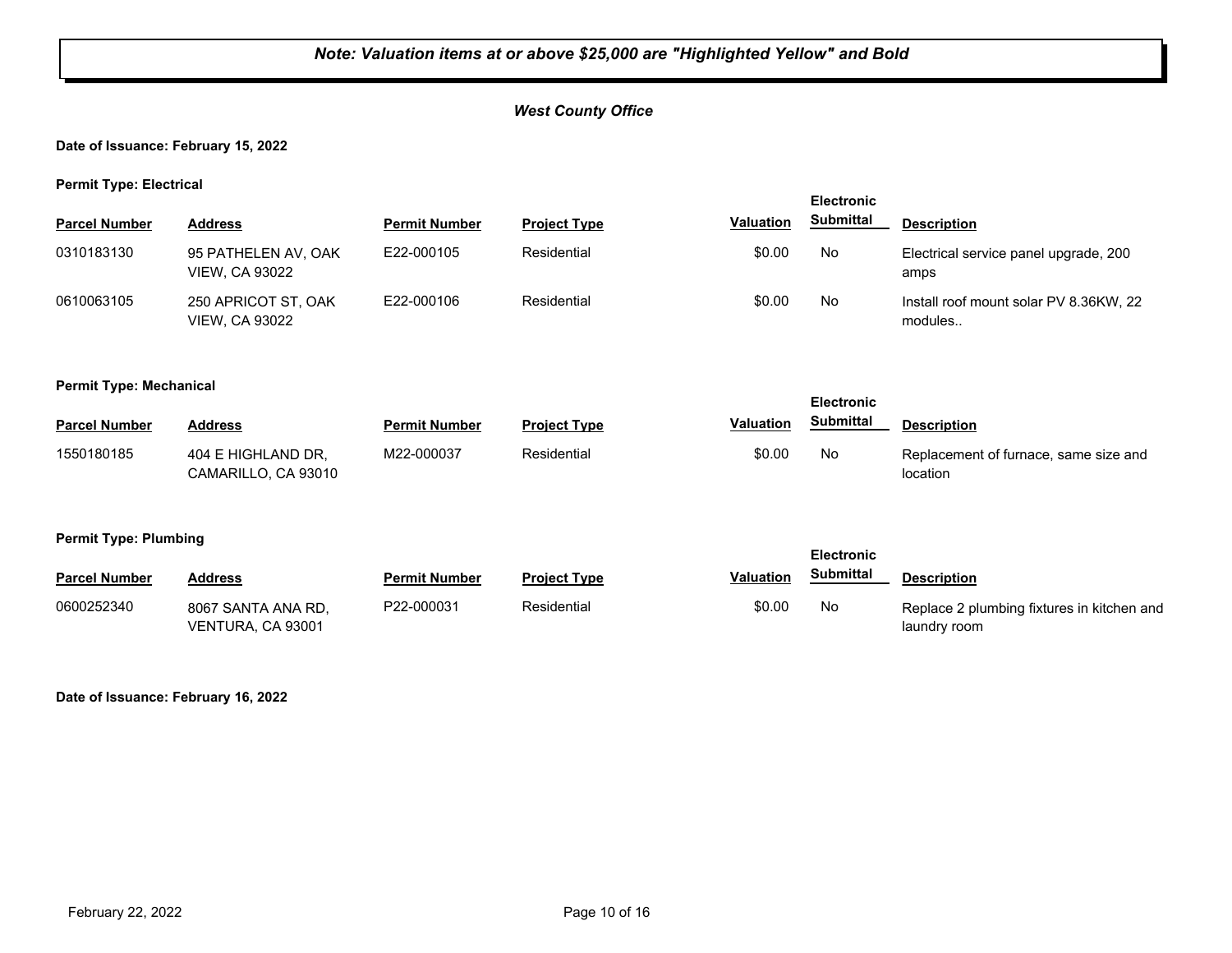***Note: Valuation items at or above $25,000 are "Highlighted Yellow" and Bold***

***West County Office***

**Date of Issuance: February 15, 2022**

**Permit Type: Electrical**

| Parcel Number | Address | Permit Number | Project Type | Valuation | Electronic Submittal | Description |
|---|---|---|---|---|---|---|
| 0310183130 | 95 PATHELEN AV, OAK VIEW, CA 93022 | E22-000105 | Residential | $0.00 | No | Electrical service panel upgrade, 200 amps |
| 0610063105 | 250 APRICOT ST, OAK VIEW, CA 93022 | E22-000106 | Residential | $0.00 | No | Install roof mount solar PV 8.36KW, 22 modules.. |

**Permit Type: Mechanical**

| Parcel Number | Address | Permit Number | Project Type | Valuation | Electronic Submittal | Description |
|---|---|---|---|---|---|---|
| 1550180185 | 404 E HIGHLAND DR, CAMARILLO, CA 93010 | M22-000037 | Residential | $0.00 | No | Replacement of furnace, same size and location |

**Permit Type: Plumbing**

| Parcel Number | Address | Permit Number | Project Type | Valuation | Electronic Submittal | Description |
|---|---|---|---|---|---|---|
| 0600252340 | 8067 SANTA ANA RD, VENTURA, CA 93001 | P22-000031 | Residential | $0.00 | No | Replace 2 plumbing fixtures in kitchen and laundry room |

**Date of Issuance: February 16, 2022**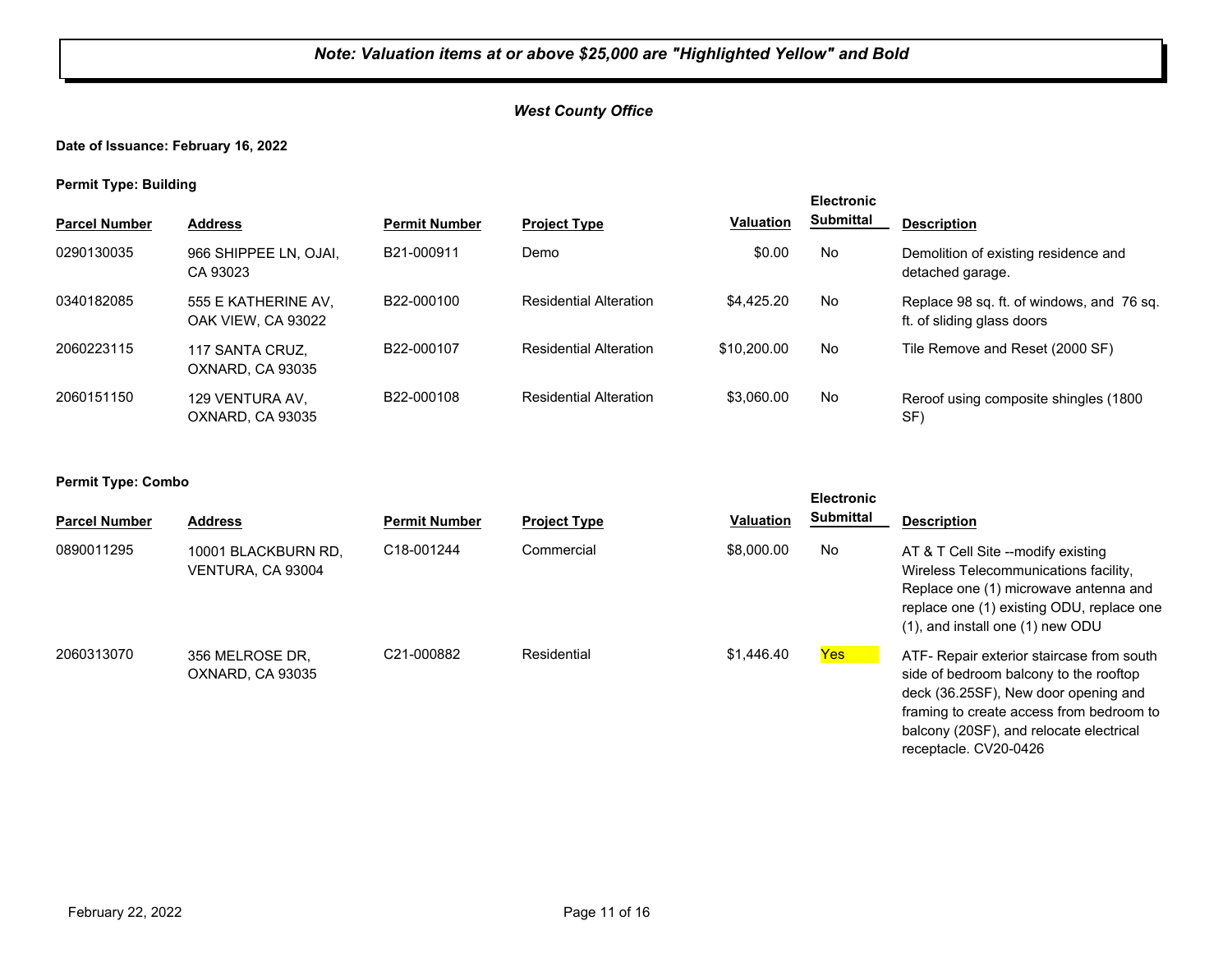***Note: Valuation items at or above $25,000 are "Highlighted Yellow" and Bold***

***West County Office***

**Date of Issuance: February 16, 2022**

**Permit Type: Building**

| Parcel Number | Address | Permit Number | Project Type | Valuation | Electronic Submittal | Description |
|---|---|---|---|---|---|---|
| 0290130035 | 966 SHIPPEE LN, OJAI, CA 93023 | B21-000911 | Demo | $0.00 | No | Demolition of existing residence and detached garage. |
| 0340182085 | 555 E KATHERINE AV, OAK VIEW, CA 93022 | B22-000100 | Residential Alteration | $4,425.20 | No | Replace 98 sq. ft. of windows, and 76 sq. ft. of sliding glass doors |
| 2060223115 | 117 SANTA CRUZ, OXNARD, CA 93035 | B22-000107 | Residential Alteration | $10,200.00 | No | Tile Remove and Reset (2000 SF) |
| 2060151150 | 129 VENTURA AV, OXNARD, CA 93035 | B22-000108 | Residential Alteration | $3,060.00 | No | Reroof using composite shingles (1800 SF) |

**Permit Type: Combo**

| Parcel Number | Address | Permit Number | Project Type | Valuation | Electronic Submittal | Description |
|---|---|---|---|---|---|---|
| 0890011295 | 10001 BLACKBURN RD, VENTURA, CA 93004 | C18-001244 | Commercial | $8,000.00 | No | AT & T Cell Site --modify existing Wireless Telecommunications facility, Replace one (1) microwave antenna and replace one (1) existing ODU, replace one (1), and install one (1) new ODU |
| 2060313070 | 356 MELROSE DR, OXNARD, CA 93035 | C21-000882 | Residential | $1,446.40 | Yes | ATF- Repair exterior staircase from south side of bedroom balcony to the rooftop deck (36.25SF), New door opening and framing to create access from bedroom to balcony (20SF), and relocate electrical receptacle. CV20-0426 |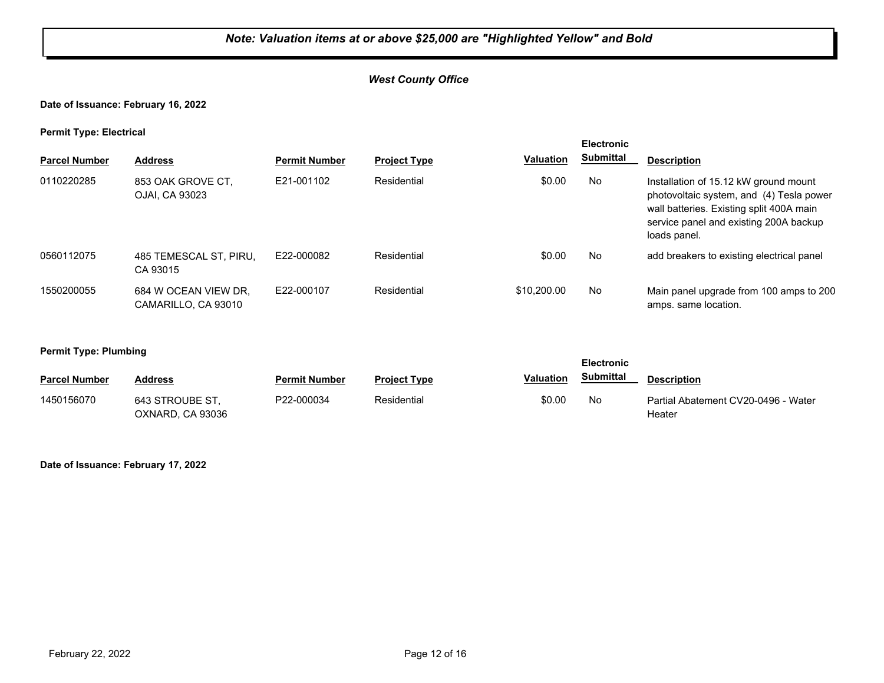***Note: Valuation items at or above $25,000 are "Highlighted Yellow" and Bold***

***West County Office***

**Date of Issuance: February 16, 2022**

**Permit Type: Electrical**

| Parcel Number | Address | Permit Number | Project Type | Valuation | Electronic Submittal | Description |
|---|---|---|---|---|---|---|
| 0110220285 | 853 OAK GROVE CT, OJAI, CA 93023 | E21-001102 | Residential | $0.00 | No | Installation of 15.12 kW ground mount photovoltaic system, and (4) Tesla power wall batteries. Existing split 400A main service panel and existing 200A backup loads panel. |
| 0560112075 | 485 TEMESCAL ST, PIRU, CA 93015 | E22-000082 | Residential | $0.00 | No | add breakers to existing electrical panel |
| 1550200055 | 684 W OCEAN VIEW DR, CAMARILLO, CA 93010 | E22-000107 | Residential | $10,200.00 | No | Main panel upgrade from 100 amps to 200 amps. same location. |

**Permit Type: Plumbing**

| Parcel Number | Address | Permit Number | Project Type | Valuation | Electronic Submittal | Description |
|---|---|---|---|---|---|---|
| 1450156070 | 643 STROUBE ST, OXNARD, CA 93036 | P22-000034 | Residential | $0.00 | No | Partial Abatement CV20-0496 - Water Heater |

**Date of Issuance: February 17, 2022**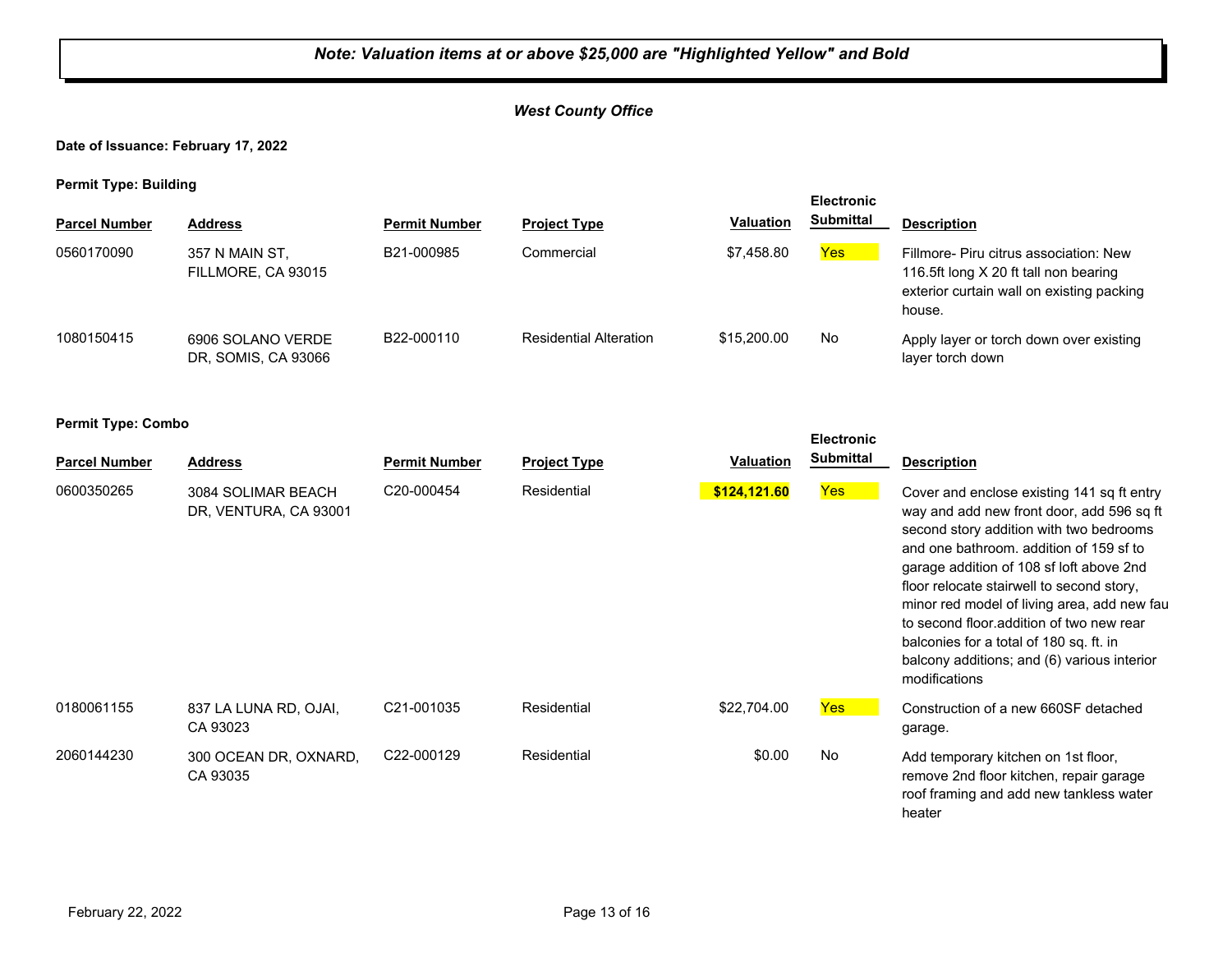***Note: Valuation items at or above $25,000 are "Highlighted Yellow" and Bold***

***West County Office***

**Date of Issuance: February 17, 2022**

**Permit Type: Building**

| Parcel Number | Address | Permit Number | Project Type | Valuation | Electronic Submittal | Description |
|---|---|---|---|---|---|---|
| 0560170090 | 357 N MAIN ST, FILLMORE, CA 93015 | B21-000985 | Commercial | $7,458.80 | Yes | Fillmore- Piru citrus association: New 116.5ft long X 20 ft tall non bearing exterior curtain wall on existing packing house. |
| 1080150415 | 6906 SOLANO VERDE DR, SOMIS, CA 93066 | B22-000110 | Residential Alteration | $15,200.00 | No | Apply layer or torch down over existing layer torch down |

**Permit Type: Combo**

| Parcel Number | Address | Permit Number | Project Type | Valuation | Electronic Submittal | Description |
|---|---|---|---|---|---|---|
| 0600350265 | 3084 SOLIMAR BEACH DR, VENTURA, CA 93001 | C20-000454 | Residential | **$124,121.60** | Yes | Cover and enclose existing 141 sq ft entry way and add new front door, add 596 sq ft second story addition with two bedrooms and one bathroom. addition of 159 sf to garage addition of 108 sf loft above 2nd floor relocate stairwell to second story, minor red model of living area, add new fau to second floor.addition of two new rear balconies for a total of 180 sq. ft. in balcony additions; and (6) various interior modifications |
| 0180061155 | 837 LA LUNA RD, OJAI, CA 93023 | C21-001035 | Residential | $22,704.00 | Yes | Construction of a new 660SF detached garage. |
| 2060144230 | 300 OCEAN DR, OXNARD, CA 93035 | C22-000129 | Residential | $0.00 | No | Add temporary kitchen on 1st floor, remove 2nd floor kitchen, repair garage roof framing and add new tankless water heater |

February 22, 2022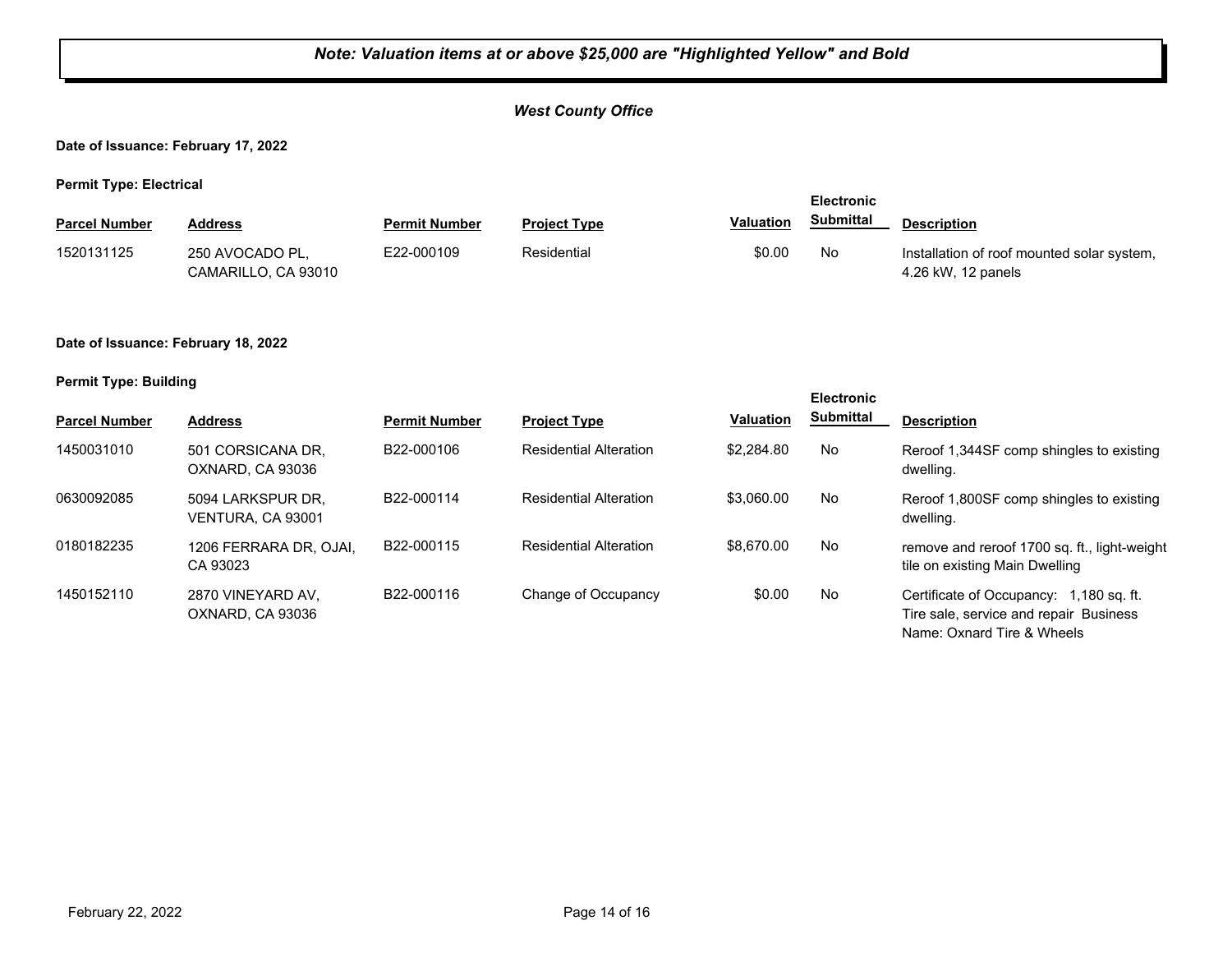***Note: Valuation items at or above $25,000 are "Highlighted Yellow" and Bold***

***West County Office***

**Date of Issuance: February 17, 2022**

**Permit Type: Electrical**

| Parcel Number | Address | Permit Number | Project Type | Valuation | Electronic Submittal | Description |
|---|---|---|---|---|---|---|
| 1520131125 | 250 AVOCADO PL, CAMARILLO, CA 93010 | E22-000109 | Residential | $0.00 | No | Installation of roof mounted solar system, 4.26 kW, 12 panels |

**Date of Issuance: February 18, 2022**

**Permit Type: Building**

| Parcel Number | Address | Permit Number | Project Type | Valuation | Electronic Submittal | Description |
|---|---|---|---|---|---|---|
| 1450031010 | 501 CORSICANA DR, OXNARD, CA 93036 | B22-000106 | Residential Alteration | $2,284.80 | No | Reroof 1,344SF comp shingles to existing dwelling. |
| 0630092085 | 5094 LARKSPUR DR, VENTURA, CA 93001 | B22-000114 | Residential Alteration | $3,060.00 | No | Reroof 1,800SF comp shingles to existing dwelling. |
| 0180182235 | 1206 FERRARA DR, OJAI, CA 93023 | B22-000115 | Residential Alteration | $8,670.00 | No | remove and reroof 1700 sq. ft., light-weight tile on existing Main Dwelling |
| 1450152110 | 2870 VINEYARD AV, OXNARD, CA 93036 | B22-000116 | Change of Occupancy | $0.00 | No | Certificate of Occupancy: 1,180 sq. ft. Tire sale, service and repair Business Name: Oxnard Tire & Wheels |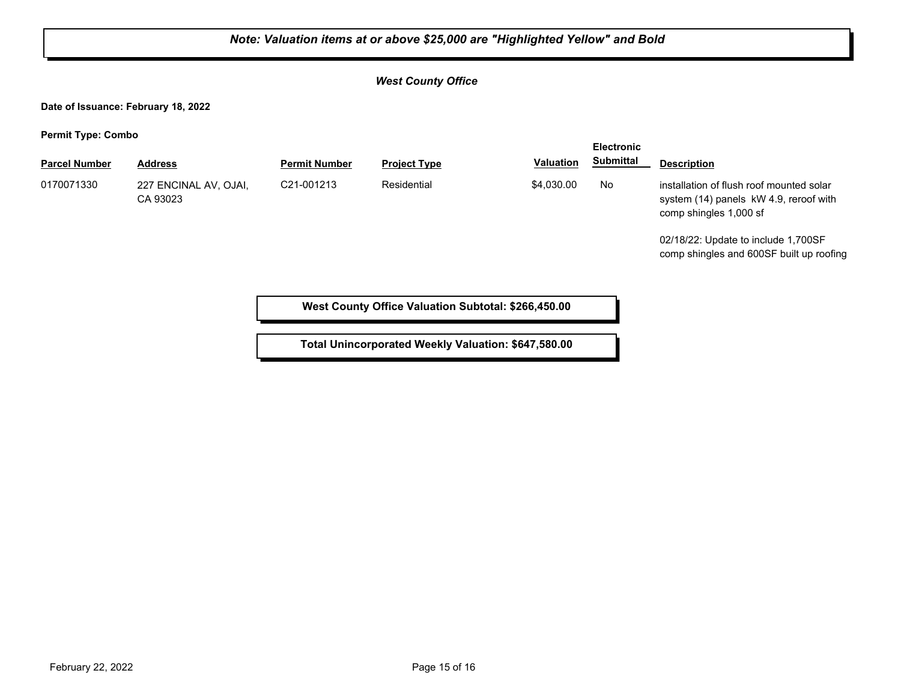***Note: Valuation items at or above $25,000 are "Highlighted Yellow" and Bold***

***West County Office***

**Date of Issuance: February 18, 2022**

**Permit Type: Combo**

| Parcel Number | Address | Permit Number | Project Type | Valuation | Electronic Submittal | Description |
|---|---|---|---|---|---|---|
| 0170071330 | 227 ENCINAL AV, OJAI, CA 93023 | C21-001213 | Residential | $4,030.00 | No | installation of flush roof mounted solar system (14) panels kW 4.9, reroof with comp shingles 1,000 sf<br><br>02/18/22: Update to include 1,700SF comp shingles and 600SF built up roofing |

**West County Office Valuation Subtotal: $266,450.00**

**Total Unincorporated Weekly Valuation: $647,580.00**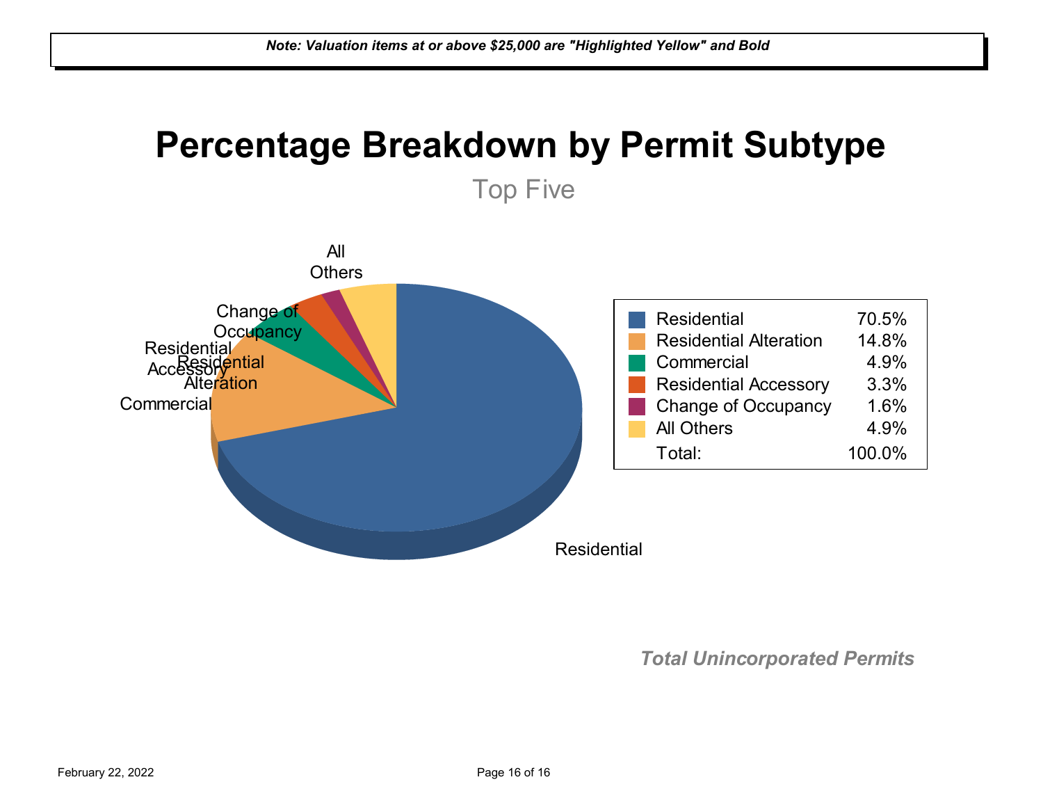**_Note: Valuation items at or above $25,000 are "Highlighted Yellow" and Bold_**

# Percentage Breakdown by Permit Subtype

Top Five

All Others
Change of Occupancy
Residential Accessory
Residential Alteration
Commercial
Residential

Residential 70.5%
Residential Alteration 14.8%
Commercial 4.9%
Residential Accessory 3.3%
Change of Occupancy 1.6%
All Others 4.9%
Total: 100.0%

***Total Unincorporated Permits***

February 22, 2022